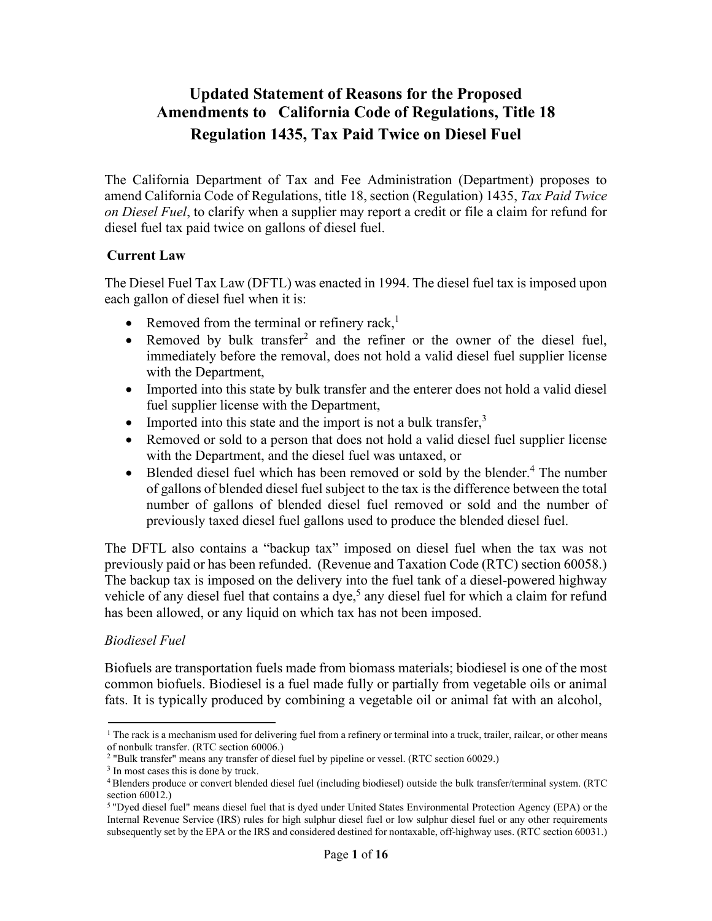# Updated Statement of Reasons for the Proposed Amendments to California Code of Regulations, Title 18 Regulation 1435, Tax Paid Twice on Diesel Fuel

The California Department of Tax and Fee Administration (Department) proposes to amend California Code of Regulations, title 18, section (Regulation) 1435, *Tax Paid Twice on Diesel Fuel*, to clarify when a supplier may report a credit or file a claim for refund for diesel fuel tax paid twice on gallons of diesel fuel.

## Current Law

The Diesel Fuel Tax Law (DFTL) was enacted in 1994. The diesel fuel tax is imposed upon each gallon of diesel fuel when it is:

- Removed from the terminal or refinery rack,[1]
- Removed by bulk transfer[2] and the refiner or the owner of the diesel fuel, immediately before the removal, does not hold a valid diesel fuel supplier license with the Department,
- Imported into this state by bulk transfer and the enterer does not hold a valid diesel fuel supplier license with the Department,
- Imported into this state and the import is not a bulk transfer,[3]
- Removed or sold to a person that does not hold a valid diesel fuel supplier license with the Department, and the diesel fuel was untaxed, or
- Blended diesel fuel which has been removed or sold by the blender.[4] The number of gallons of blended diesel fuel subject to the tax is the difference between the total number of gallons of blended diesel fuel removed or sold and the number of previously taxed diesel fuel gallons used to produce the blended diesel fuel.

The DFTL also contains a "backup tax" imposed on diesel fuel when the tax was not previously paid or has been refunded. (Revenue and Taxation Code (RTC) section 60058.) The backup tax is imposed on the delivery into the fuel tank of a diesel-powered highway vehicle of any diesel fuel that contains a dye,[5] any diesel fuel for which a claim for refund has been allowed, or any liquid on which tax has not been imposed.

### *Biodiesel Fuel*

Biofuels are transportation fuels made from biomass materials; biodiesel is one of the most common biofuels. Biodiesel is a fuel made fully or partially from vegetable oils or animal fats. It is typically produced by combining a vegetable oil or animal fat with an alcohol,

---

[1] The rack is a mechanism used for delivering fuel from a refinery or terminal into a truck, trailer, railcar, or other means of nonbulk transfer. (RTC section 60006.)

[2] "Bulk transfer" means any transfer of diesel fuel by pipeline or vessel. (RTC section 60029.)

[3] In most cases this is done by truck.

[4] Blenders produce or convert blended diesel fuel (including biodiesel) outside the bulk transfer/terminal system. (RTC section 60012.)

[5] "Dyed diesel fuel" means diesel fuel that is dyed under United States Environmental Protection Agency (EPA) or the Internal Revenue Service (IRS) rules for high sulphur diesel fuel or low sulphur diesel fuel or any other requirements subsequently set by the EPA or the IRS and considered destined for nontaxable, off-highway uses. (RTC section 60031.)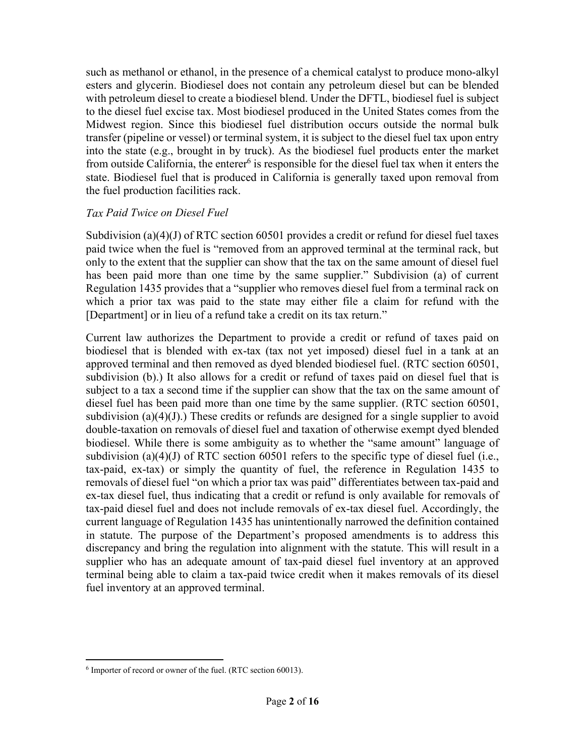such as methanol or ethanol, in the presence of a chemical catalyst to produce mono-alkyl esters and glycerin. Biodiesel does not contain any petroleum diesel but can be blended with petroleum diesel to create a biodiesel blend. Under the DFTL, biodiesel fuel is subject to the diesel fuel excise tax. Most biodiesel produced in the United States comes from the Midwest region. Since this biodiesel fuel distribution occurs outside the normal bulk transfer (pipeline or vessel) or terminal system, it is subject to the diesel fuel tax upon entry into the state (e.g., brought in by truck). As the biodiesel fuel products enter the market from outside California, the enterer[6] is responsible for the diesel fuel tax when it enters the state. Biodiesel fuel that is produced in California is generally taxed upon removal from the fuel production facilities rack.

*Tax Paid Twice on Diesel Fuel*

Subdivision (a)(4)(J) of RTC section 60501 provides a credit or refund for diesel fuel taxes paid twice when the fuel is "removed from an approved terminal at the terminal rack, but only to the extent that the supplier can show that the tax on the same amount of diesel fuel has been paid more than one time by the same supplier." Subdivision (a) of current Regulation 1435 provides that a "supplier who removes diesel fuel from a terminal rack on which a prior tax was paid to the state may either file a claim for refund with the [Department] or in lieu of a refund take a credit on its tax return."

Current law authorizes the Department to provide a credit or refund of taxes paid on biodiesel that is blended with ex-tax (tax not yet imposed) diesel fuel in a tank at an approved terminal and then removed as dyed blended biodiesel fuel. (RTC section 60501, subdivision (b).) It also allows for a credit or refund of taxes paid on diesel fuel that is subject to a tax a second time if the supplier can show that the tax on the same amount of diesel fuel has been paid more than one time by the same supplier. (RTC section 60501, subdivision (a)(4)(J).) These credits or refunds are designed for a single supplier to avoid double-taxation on removals of diesel fuel and taxation of otherwise exempt dyed blended biodiesel. While there is some ambiguity as to whether the "same amount" language of subdivision (a)(4)(J) of RTC section 60501 refers to the specific type of diesel fuel (i.e., tax-paid, ex-tax) or simply the quantity of fuel, the reference in Regulation 1435 to removals of diesel fuel "on which a prior tax was paid" differentiates between tax-paid and ex-tax diesel fuel, thus indicating that a credit or refund is only available for removals of tax-paid diesel fuel and does not include removals of ex-tax diesel fuel. Accordingly, the current language of Regulation 1435 has unintentionally narrowed the definition contained in statute. The purpose of the Department's proposed amendments is to address this discrepancy and bring the regulation into alignment with the statute. This will result in a supplier who has an adequate amount of tax-paid diesel fuel inventory at an approved terminal being able to claim a tax-paid twice credit when it makes removals of its diesel fuel inventory at an approved terminal.

---

[6] Importer of record or owner of the fuel. (RTC section 60013).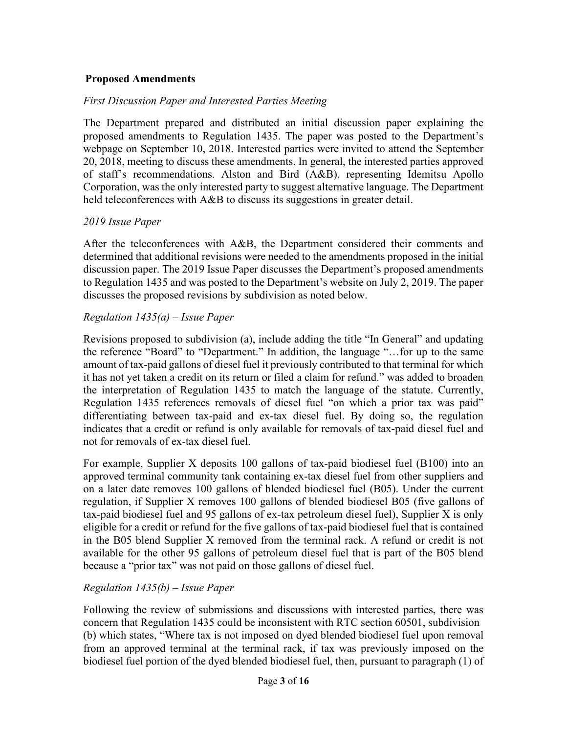## Proposed Amendments

*First Discussion Paper and Interested Parties Meeting*

The Department prepared and distributed an initial discussion paper explaining the proposed amendments to Regulation 1435. The paper was posted to the Department's webpage on September 10, 2018. Interested parties were invited to attend the September 20, 2018, meeting to discuss these amendments. In general, the interested parties approved of staff's recommendations. Alston and Bird (A&B), representing Idemitsu Apollo Corporation, was the only interested party to suggest alternative language. The Department held teleconferences with A&B to discuss its suggestions in greater detail.

*2019 Issue Paper*

After the teleconferences with A&B, the Department considered their comments and determined that additional revisions were needed to the amendments proposed in the initial discussion paper. The 2019 Issue Paper discusses the Department's proposed amendments to Regulation 1435 and was posted to the Department's website on July 2, 2019. The paper discusses the proposed revisions by subdivision as noted below.

*Regulation 1435(a) – Issue Paper*

Revisions proposed to subdivision (a), include adding the title "In General" and updating the reference "Board" to "Department." In addition, the language "…for up to the same amount of tax-paid gallons of diesel fuel it previously contributed to that terminal for which it has not yet taken a credit on its return or filed a claim for refund." was added to broaden the interpretation of Regulation 1435 to match the language of the statute. Currently, Regulation 1435 references removals of diesel fuel "on which a prior tax was paid" differentiating between tax-paid and ex-tax diesel fuel. By doing so, the regulation indicates that a credit or refund is only available for removals of tax-paid diesel fuel and not for removals of ex-tax diesel fuel.

For example, Supplier X deposits 100 gallons of tax-paid biodiesel fuel (B100) into an approved terminal community tank containing ex-tax diesel fuel from other suppliers and on a later date removes 100 gallons of blended biodiesel fuel (B05). Under the current regulation, if Supplier X removes 100 gallons of blended biodiesel B05 (five gallons of tax-paid biodiesel fuel and 95 gallons of ex-tax petroleum diesel fuel), Supplier X is only eligible for a credit or refund for the five gallons of tax-paid biodiesel fuel that is contained in the B05 blend Supplier X removed from the terminal rack. A refund or credit is not available for the other 95 gallons of petroleum diesel fuel that is part of the B05 blend because a "prior tax" was not paid on those gallons of diesel fuel.

*Regulation 1435(b) – Issue Paper*

Following the review of submissions and discussions with interested parties, there was concern that Regulation 1435 could be inconsistent with RTC section 60501, subdivision (b) which states, "Where tax is not imposed on dyed blended biodiesel fuel upon removal from an approved terminal at the terminal rack, if tax was previously imposed on the biodiesel fuel portion of the dyed blended biodiesel fuel, then, pursuant to paragraph (1) of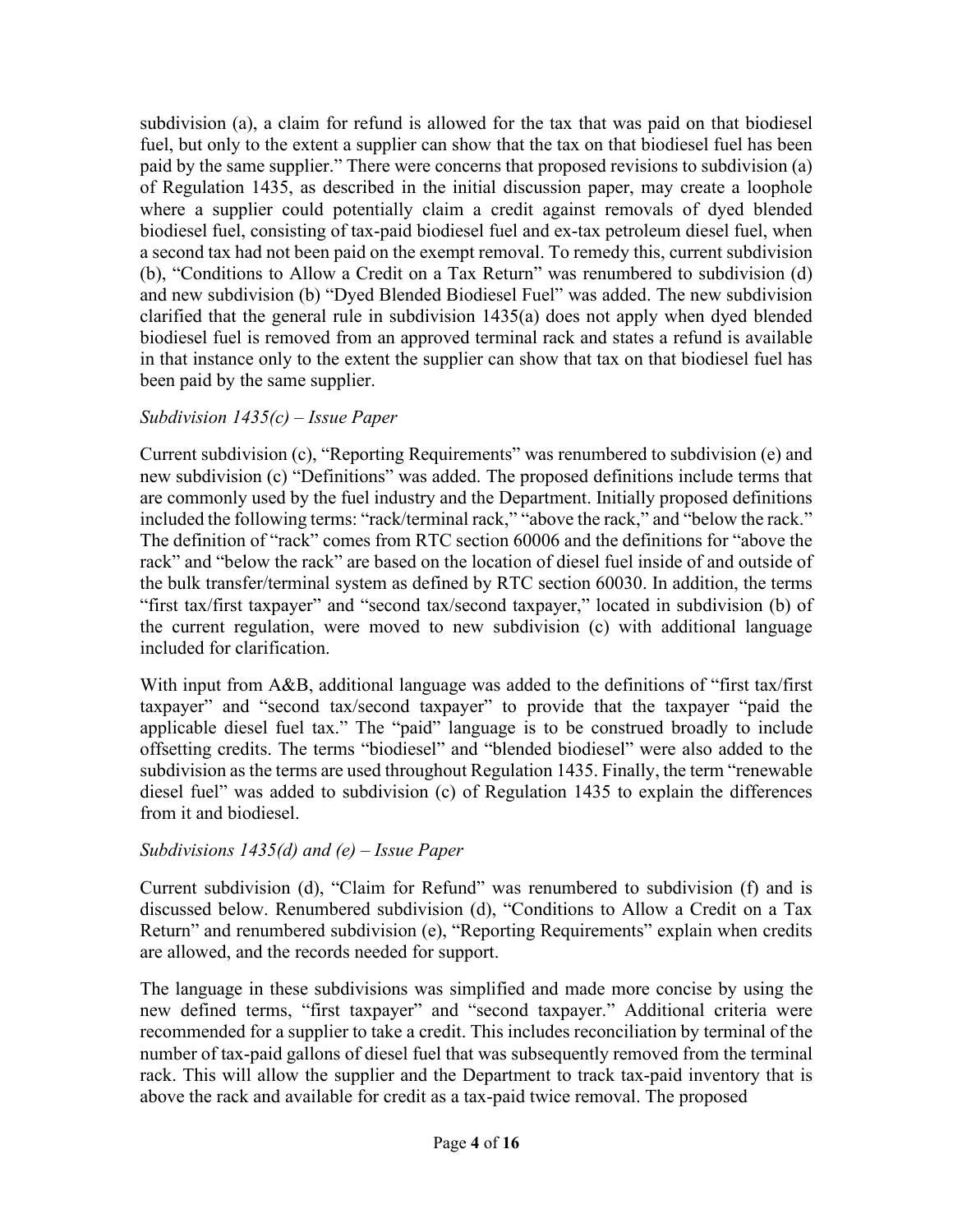subdivision (a), a claim for refund is allowed for the tax that was paid on that biodiesel fuel, but only to the extent a supplier can show that the tax on that biodiesel fuel has been paid by the same supplier." There were concerns that proposed revisions to subdivision (a) of Regulation 1435, as described in the initial discussion paper, may create a loophole where a supplier could potentially claim a credit against removals of dyed blended biodiesel fuel, consisting of tax-paid biodiesel fuel and ex-tax petroleum diesel fuel, when a second tax had not been paid on the exempt removal. To remedy this, current subdivision (b), "Conditions to Allow a Credit on a Tax Return" was renumbered to subdivision (d) and new subdivision (b) "Dyed Blended Biodiesel Fuel" was added. The new subdivision clarified that the general rule in subdivision 1435(a) does not apply when dyed blended biodiesel fuel is removed from an approved terminal rack and states a refund is available in that instance only to the extent the supplier can show that tax on that biodiesel fuel has been paid by the same supplier.

*Subdivision 1435(c) – Issue Paper*

Current subdivision (c), "Reporting Requirements" was renumbered to subdivision (e) and new subdivision (c) "Definitions" was added. The proposed definitions include terms that are commonly used by the fuel industry and the Department. Initially proposed definitions included the following terms: "rack/terminal rack," "above the rack," and "below the rack." The definition of "rack" comes from RTC section 60006 and the definitions for "above the rack" and "below the rack" are based on the location of diesel fuel inside of and outside of the bulk transfer/terminal system as defined by RTC section 60030. In addition, the terms "first tax/first taxpayer" and "second tax/second taxpayer," located in subdivision (b) of the current regulation, were moved to new subdivision (c) with additional language included for clarification.

With input from A&B, additional language was added to the definitions of "first tax/first taxpayer" and "second tax/second taxpayer" to provide that the taxpayer "paid the applicable diesel fuel tax." The "paid" language is to be construed broadly to include offsetting credits. The terms "biodiesel" and "blended biodiesel" were also added to the subdivision as the terms are used throughout Regulation 1435. Finally, the term "renewable diesel fuel" was added to subdivision (c) of Regulation 1435 to explain the differences from it and biodiesel.

*Subdivisions 1435(d) and (e) – Issue Paper*

Current subdivision (d), "Claim for Refund" was renumbered to subdivision (f) and is discussed below. Renumbered subdivision (d), "Conditions to Allow a Credit on a Tax Return" and renumbered subdivision (e), "Reporting Requirements" explain when credits are allowed, and the records needed for support.

The language in these subdivisions was simplified and made more concise by using the new defined terms, "first taxpayer" and "second taxpayer." Additional criteria were recommended for a supplier to take a credit. This includes reconciliation by terminal of the number of tax-paid gallons of diesel fuel that was subsequently removed from the terminal rack. This will allow the supplier and the Department to track tax-paid inventory that is above the rack and available for credit as a tax-paid twice removal. The proposed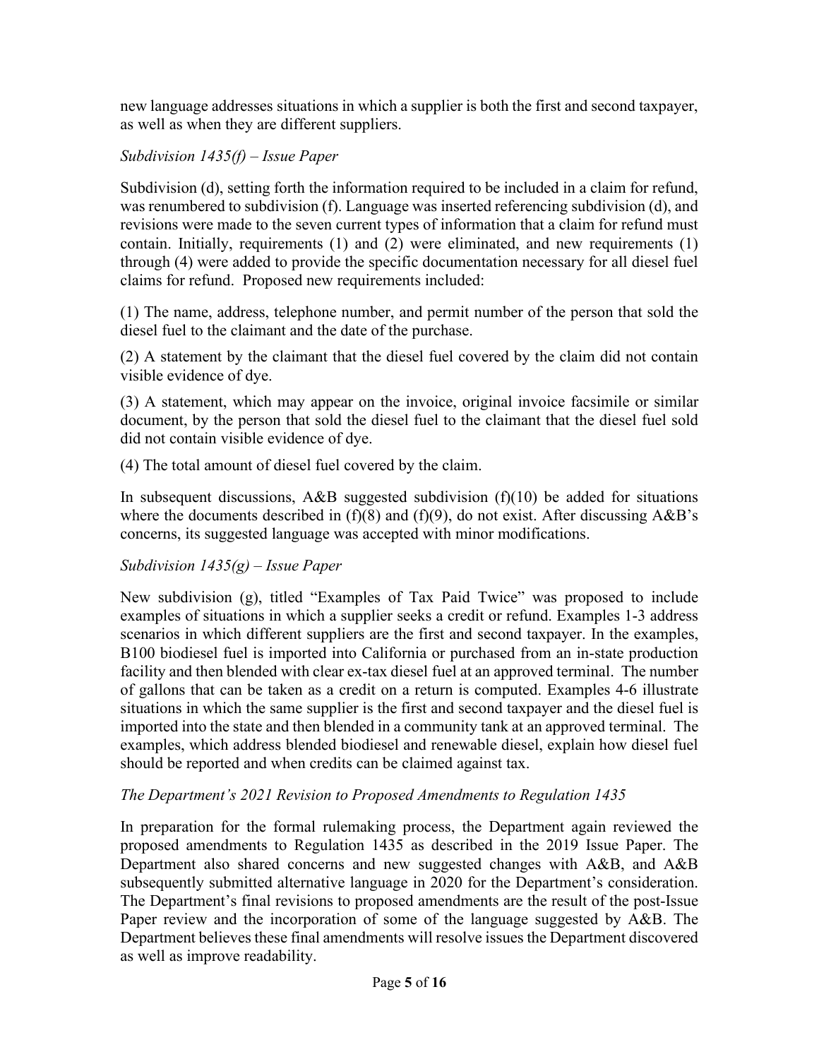new language addresses situations in which a supplier is both the first and second taxpayer, as well as when they are different suppliers.

*Subdivision 1435(f) – Issue Paper*

Subdivision (d), setting forth the information required to be included in a claim for refund, was renumbered to subdivision (f). Language was inserted referencing subdivision (d), and revisions were made to the seven current types of information that a claim for refund must contain. Initially, requirements (1) and (2) were eliminated, and new requirements (1) through (4) were added to provide the specific documentation necessary for all diesel fuel claims for refund. Proposed new requirements included:

(1) The name, address, telephone number, and permit number of the person that sold the diesel fuel to the claimant and the date of the purchase.

(2) A statement by the claimant that the diesel fuel covered by the claim did not contain visible evidence of dye.

(3) A statement, which may appear on the invoice, original invoice facsimile or similar document, by the person that sold the diesel fuel to the claimant that the diesel fuel sold did not contain visible evidence of dye.

(4) The total amount of diesel fuel covered by the claim.

In subsequent discussions, A&B suggested subdivision (f)(10) be added for situations where the documents described in (f)(8) and (f)(9), do not exist. After discussing A&B's concerns, its suggested language was accepted with minor modifications.

*Subdivision 1435(g) – Issue Paper*

New subdivision (g), titled "Examples of Tax Paid Twice" was proposed to include examples of situations in which a supplier seeks a credit or refund. Examples 1-3 address scenarios in which different suppliers are the first and second taxpayer. In the examples, B100 biodiesel fuel is imported into California or purchased from an in-state production facility and then blended with clear ex-tax diesel fuel at an approved terminal. The number of gallons that can be taken as a credit on a return is computed. Examples 4-6 illustrate situations in which the same supplier is the first and second taxpayer and the diesel fuel is imported into the state and then blended in a community tank at an approved terminal. The examples, which address blended biodiesel and renewable diesel, explain how diesel fuel should be reported and when credits can be claimed against tax.

*The Department's 2021 Revision to Proposed Amendments to Regulation 1435*

In preparation for the formal rulemaking process, the Department again reviewed the proposed amendments to Regulation 1435 as described in the 2019 Issue Paper. The Department also shared concerns and new suggested changes with A&B, and A&B subsequently submitted alternative language in 2020 for the Department's consideration. The Department's final revisions to proposed amendments are the result of the post-Issue Paper review and the incorporation of some of the language suggested by A&B. The Department believes these final amendments will resolve issues the Department discovered as well as improve readability.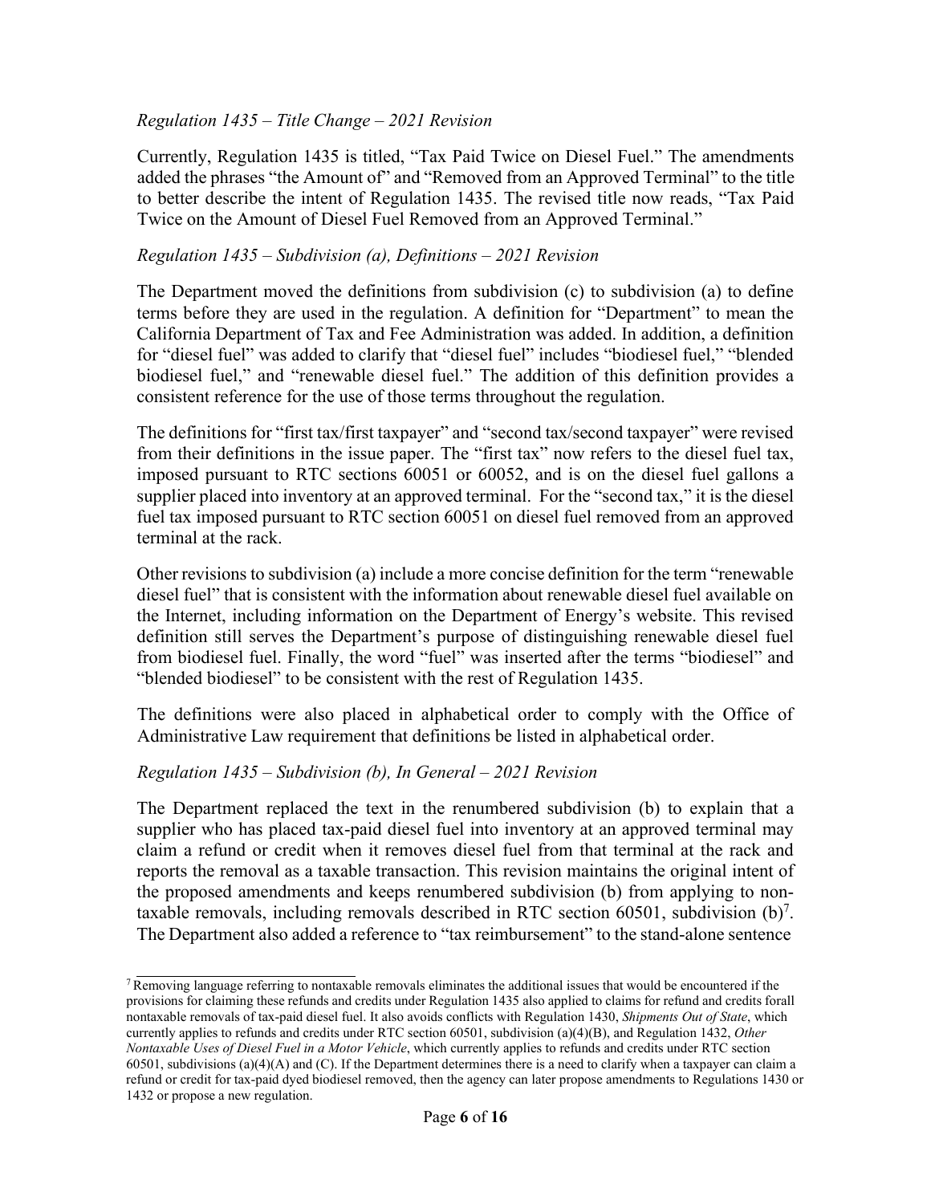*Regulation 1435 – Title Change – 2021 Revision*

Currently, Regulation 1435 is titled, “Tax Paid Twice on Diesel Fuel.” The amendments added the phrases “the Amount of” and “Removed from an Approved Terminal” to the title to better describe the intent of Regulation 1435. The revised title now reads, “Tax Paid Twice on the Amount of Diesel Fuel Removed from an Approved Terminal.”

*Regulation 1435 – Subdivision (a), Definitions – 2021 Revision*

The Department moved the definitions from subdivision (c) to subdivision (a) to define terms before they are used in the regulation. A definition for “Department” to mean the California Department of Tax and Fee Administration was added. In addition, a definition for “diesel fuel” was added to clarify that “diesel fuel” includes “biodiesel fuel,” “blended biodiesel fuel,” and “renewable diesel fuel.” The addition of this definition provides a consistent reference for the use of those terms throughout the regulation.

The definitions for “first tax/first taxpayer” and “second tax/second taxpayer” were revised from their definitions in the issue paper. The “first tax” now refers to the diesel fuel tax, imposed pursuant to RTC sections 60051 or 60052, and is on the diesel fuel gallons a supplier placed into inventory at an approved terminal. For the “second tax,” it is the diesel fuel tax imposed pursuant to RTC section 60051 on diesel fuel removed from an approved terminal at the rack.

Other revisions to subdivision (a) include a more concise definition for the term “renewable diesel fuel” that is consistent with the information about renewable diesel fuel available on the Internet, including information on the Department of Energy’s website. This revised definition still serves the Department’s purpose of distinguishing renewable diesel fuel from biodiesel fuel. Finally, the word “fuel” was inserted after the terms “biodiesel” and “blended biodiesel” to be consistent with the rest of Regulation 1435.

The definitions were also placed in alphabetical order to comply with the Office of Administrative Law requirement that definitions be listed in alphabetical order.

*Regulation 1435 – Subdivision (b), In General – 2021 Revision*

The Department replaced the text in the renumbered subdivision (b) to explain that a supplier who has placed tax-paid diesel fuel into inventory at an approved terminal may claim a refund or credit when it removes diesel fuel from that terminal at the rack and reports the removal as a taxable transaction. This revision maintains the original intent of the proposed amendments and keeps renumbered subdivision (b) from applying to non-taxable removals, including removals described in RTC section 60501, subdivision (b)[7]. The Department also added a reference to “tax reimbursement” to the stand-alone sentence

[7] Removing language referring to nontaxable removals eliminates the additional issues that would be encountered if the provisions for claiming these refunds and credits under Regulation 1435 also applied to claims for refund and credits forall nontaxable removals of tax-paid diesel fuel. It also avoids conflicts with Regulation 1430, *Shipments Out of State*, which currently applies to refunds and credits under RTC section 60501, subdivision (a)(4)(B), and Regulation 1432, *Other Nontaxable Uses of Diesel Fuel in a Motor Vehicle*, which currently applies to refunds and credits under RTC section 60501, subdivisions (a)(4)(A) and (C). If the Department determines there is a need to clarify when a taxpayer can claim a refund or credit for tax-paid dyed biodiesel removed, then the agency can later propose amendments to Regulations 1430 or 1432 or propose a new regulation.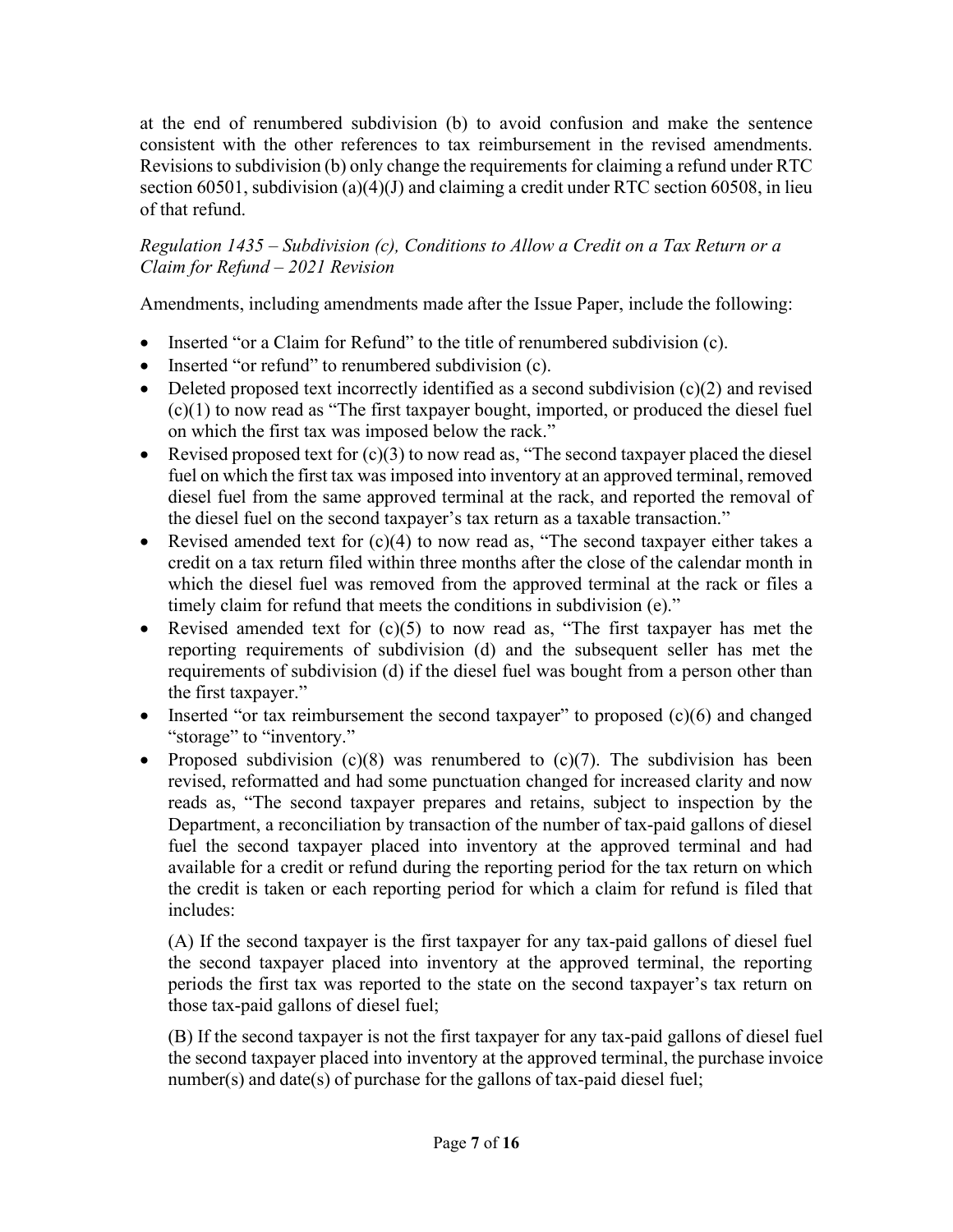at the end of renumbered subdivision (b) to avoid confusion and make the sentence consistent with the other references to tax reimbursement in the revised amendments. Revisions to subdivision (b) only change the requirements for claiming a refund under RTC section 60501, subdivision (a)(4)(J) and claiming a credit under RTC section 60508, in lieu of that refund.

*Regulation 1435 – Subdivision (c), Conditions to Allow a Credit on a Tax Return or a Claim for Refund – 2021 Revision*

Amendments, including amendments made after the Issue Paper, include the following:

- Inserted "or a Claim for Refund" to the title of renumbered subdivision (c).
- Inserted "or refund" to renumbered subdivision (c).
- Deleted proposed text incorrectly identified as a second subdivision (c)(2) and revised (c)(1) to now read as "The first taxpayer bought, imported, or produced the diesel fuel on which the first tax was imposed below the rack."
- Revised proposed text for (c)(3) to now read as, "The second taxpayer placed the diesel fuel on which the first tax was imposed into inventory at an approved terminal, removed diesel fuel from the same approved terminal at the rack, and reported the removal of the diesel fuel on the second taxpayer's tax return as a taxable transaction."
- Revised amended text for (c)(4) to now read as, "The second taxpayer either takes a credit on a tax return filed within three months after the close of the calendar month in which the diesel fuel was removed from the approved terminal at the rack or files a timely claim for refund that meets the conditions in subdivision (e)."
- Revised amended text for (c)(5) to now read as, "The first taxpayer has met the reporting requirements of subdivision (d) and the subsequent seller has met the requirements of subdivision (d) if the diesel fuel was bought from a person other than the first taxpayer."
- Inserted "or tax reimbursement the second taxpayer" to proposed (c)(6) and changed "storage" to "inventory."
- Proposed subdivision (c)(8) was renumbered to (c)(7). The subdivision has been revised, reformatted and had some punctuation changed for increased clarity and now reads as, "The second taxpayer prepares and retains, subject to inspection by the Department, a reconciliation by transaction of the number of tax-paid gallons of diesel fuel the second taxpayer placed into inventory at the approved terminal and had available for a credit or refund during the reporting period for the tax return on which the credit is taken or each reporting period for which a claim for refund is filed that includes:

  (A) If the second taxpayer is the first taxpayer for any tax-paid gallons of diesel fuel the second taxpayer placed into inventory at the approved terminal, the reporting periods the first tax was reported to the state on the second taxpayer's tax return on those tax-paid gallons of diesel fuel;

  (B) If the second taxpayer is not the first taxpayer for any tax-paid gallons of diesel fuel the second taxpayer placed into inventory at the approved terminal, the purchase invoice number(s) and date(s) of purchase for the gallons of tax-paid diesel fuel;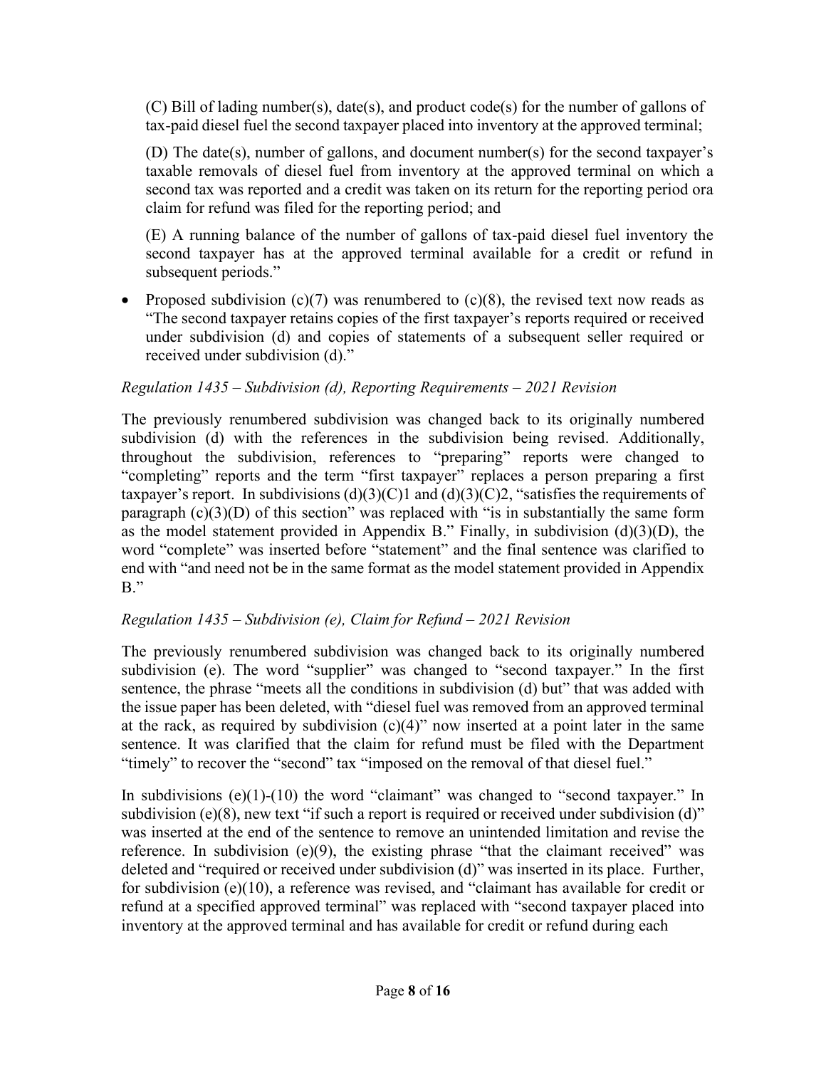(C) Bill of lading number(s), date(s), and product code(s) for the number of gallons of tax-paid diesel fuel the second taxpayer placed into inventory at the approved terminal;

(D) The date(s), number of gallons, and document number(s) for the second taxpayer's taxable removals of diesel fuel from inventory at the approved terminal on which a second tax was reported and a credit was taken on its return for the reporting period ora claim for refund was filed for the reporting period; and

(E) A running balance of the number of gallons of tax-paid diesel fuel inventory the second taxpayer has at the approved terminal available for a credit or refund in subsequent periods."

- Proposed subdivision (c)(7) was renumbered to (c)(8), the revised text now reads as "The second taxpayer retains copies of the first taxpayer's reports required or received under subdivision (d) and copies of statements of a subsequent seller required or received under subdivision (d)."

*Regulation 1435 – Subdivision (d), Reporting Requirements – 2021 Revision*

The previously renumbered subdivision was changed back to its originally numbered subdivision (d) with the references in the subdivision being revised. Additionally, throughout the subdivision, references to "preparing" reports were changed to "completing" reports and the term "first taxpayer" replaces a person preparing a first taxpayer's report. In subdivisions (d)(3)(C)1 and (d)(3)(C)2, "satisfies the requirements of paragraph (c)(3)(D) of this section" was replaced with "is in substantially the same form as the model statement provided in Appendix B." Finally, in subdivision (d)(3)(D), the word "complete" was inserted before "statement" and the final sentence was clarified to end with "and need not be in the same format as the model statement provided in Appendix B."

*Regulation 1435 – Subdivision (e), Claim for Refund – 2021 Revision*

The previously renumbered subdivision was changed back to its originally numbered subdivision (e). The word "supplier" was changed to "second taxpayer." In the first sentence, the phrase "meets all the conditions in subdivision (d) but" that was added with the issue paper has been deleted, with "diesel fuel was removed from an approved terminal at the rack, as required by subdivision (c)(4)" now inserted at a point later in the same sentence. It was clarified that the claim for refund must be filed with the Department "timely" to recover the "second" tax "imposed on the removal of that diesel fuel."

In subdivisions (e)(1)-(10) the word "claimant" was changed to "second taxpayer." In subdivision (e)(8), new text "if such a report is required or received under subdivision (d)" was inserted at the end of the sentence to remove an unintended limitation and revise the reference. In subdivision (e)(9), the existing phrase "that the claimant received" was deleted and "required or received under subdivision (d)" was inserted in its place. Further, for subdivision (e)(10), a reference was revised, and "claimant has available for credit or refund at a specified approved terminal" was replaced with "second taxpayer placed into inventory at the approved terminal and has available for credit or refund during each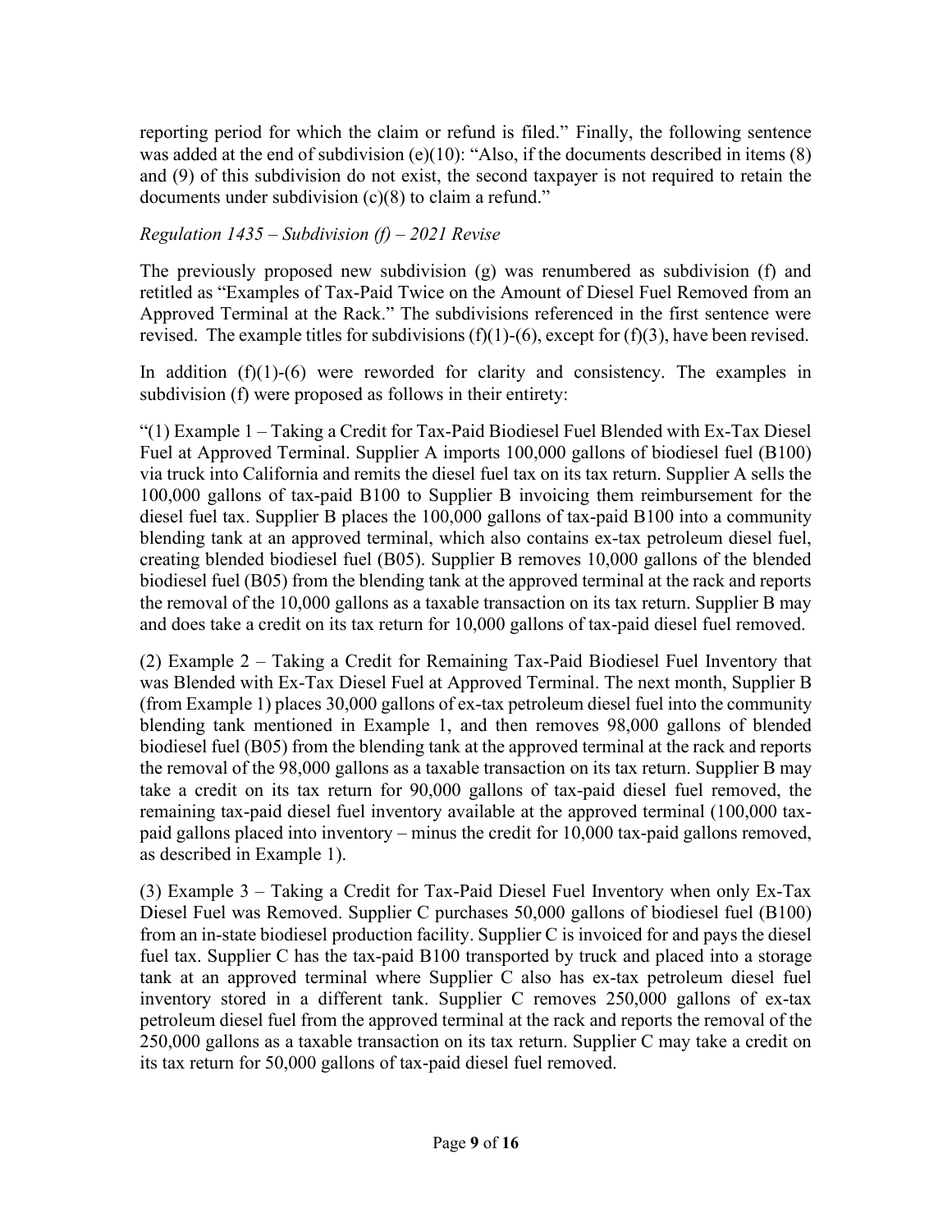reporting period for which the claim or refund is filed." Finally, the following sentence was added at the end of subdivision (e)(10): "Also, if the documents described in items (8) and (9) of this subdivision do not exist, the second taxpayer is not required to retain the documents under subdivision (c)(8) to claim a refund."

*Regulation 1435 – Subdivision (f) – 2021 Revise*

The previously proposed new subdivision (g) was renumbered as subdivision (f) and retitled as "Examples of Tax-Paid Twice on the Amount of Diesel Fuel Removed from an Approved Terminal at the Rack." The subdivisions referenced in the first sentence were revised. The example titles for subdivisions (f)(1)-(6), except for (f)(3), have been revised.

In addition (f)(1)-(6) were reworded for clarity and consistency. The examples in subdivision (f) were proposed as follows in their entirety:

"(1) Example 1 – Taking a Credit for Tax-Paid Biodiesel Fuel Blended with Ex-Tax Diesel Fuel at Approved Terminal. Supplier A imports 100,000 gallons of biodiesel fuel (B100) via truck into California and remits the diesel fuel tax on its tax return. Supplier A sells the 100,000 gallons of tax-paid B100 to Supplier B invoicing them reimbursement for the diesel fuel tax. Supplier B places the 100,000 gallons of tax-paid B100 into a community blending tank at an approved terminal, which also contains ex-tax petroleum diesel fuel, creating blended biodiesel fuel (B05). Supplier B removes 10,000 gallons of the blended biodiesel fuel (B05) from the blending tank at the approved terminal at the rack and reports the removal of the 10,000 gallons as a taxable transaction on its tax return. Supplier B may and does take a credit on its tax return for 10,000 gallons of tax-paid diesel fuel removed.

(2) Example 2 – Taking a Credit for Remaining Tax-Paid Biodiesel Fuel Inventory that was Blended with Ex-Tax Diesel Fuel at Approved Terminal. The next month, Supplier B (from Example 1) places 30,000 gallons of ex-tax petroleum diesel fuel into the community blending tank mentioned in Example 1, and then removes 98,000 gallons of blended biodiesel fuel (B05) from the blending tank at the approved terminal at the rack and reports the removal of the 98,000 gallons as a taxable transaction on its tax return. Supplier B may take a credit on its tax return for 90,000 gallons of tax-paid diesel fuel removed, the remaining tax-paid diesel fuel inventory available at the approved terminal (100,000 tax-paid gallons placed into inventory – minus the credit for 10,000 tax-paid gallons removed, as described in Example 1).

(3) Example 3 – Taking a Credit for Tax-Paid Diesel Fuel Inventory when only Ex-Tax Diesel Fuel was Removed. Supplier C purchases 50,000 gallons of biodiesel fuel (B100) from an in-state biodiesel production facility. Supplier C is invoiced for and pays the diesel fuel tax. Supplier C has the tax-paid B100 transported by truck and placed into a storage tank at an approved terminal where Supplier C also has ex-tax petroleum diesel fuel inventory stored in a different tank. Supplier C removes 250,000 gallons of ex-tax petroleum diesel fuel from the approved terminal at the rack and reports the removal of the 250,000 gallons as a taxable transaction on its tax return. Supplier C may take a credit on its tax return for 50,000 gallons of tax-paid diesel fuel removed.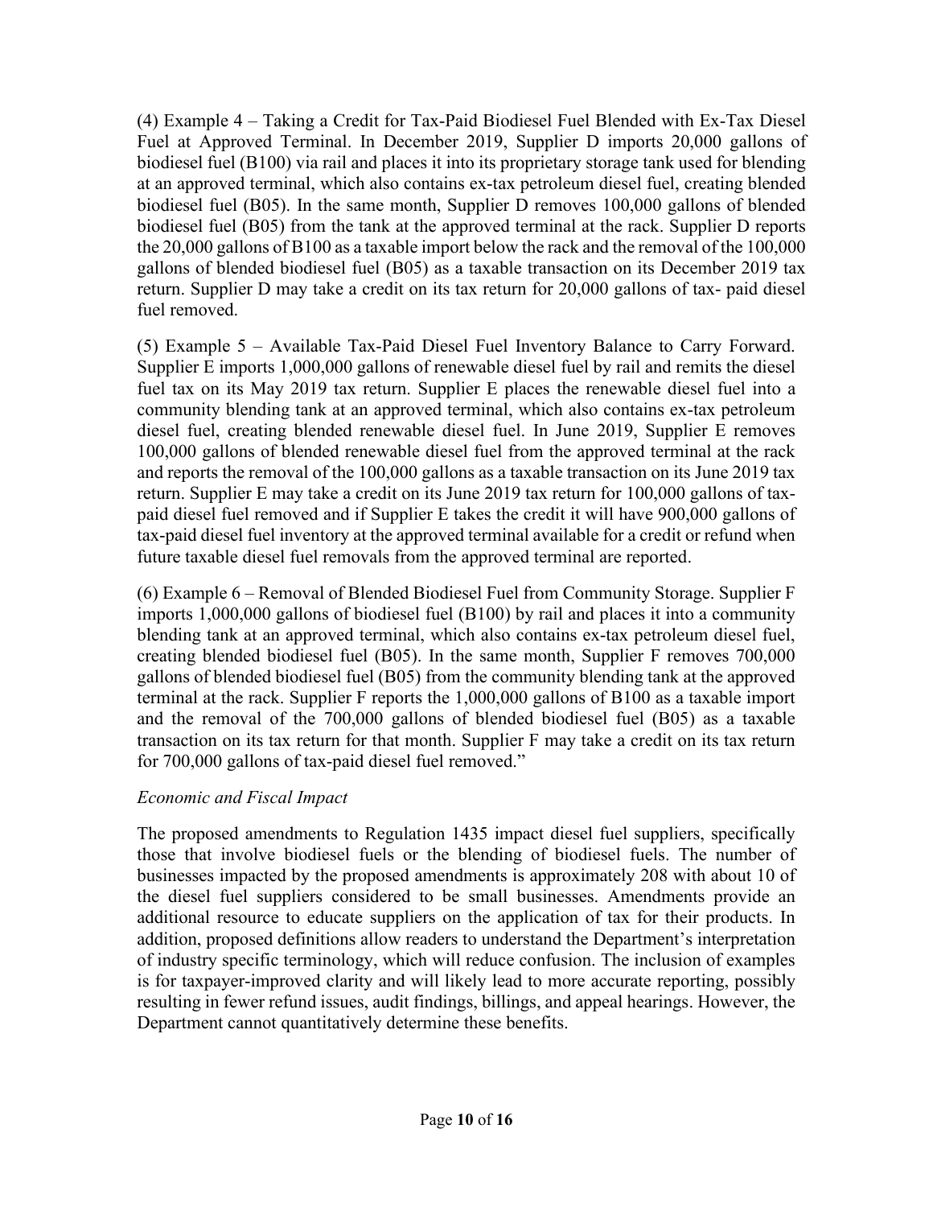(4) Example 4 – Taking a Credit for Tax-Paid Biodiesel Fuel Blended with Ex-Tax Diesel Fuel at Approved Terminal. In December 2019, Supplier D imports 20,000 gallons of biodiesel fuel (B100) via rail and places it into its proprietary storage tank used for blending at an approved terminal, which also contains ex-tax petroleum diesel fuel, creating blended biodiesel fuel (B05). In the same month, Supplier D removes 100,000 gallons of blended biodiesel fuel (B05) from the tank at the approved terminal at the rack. Supplier D reports the 20,000 gallons of B100 as a taxable import below the rack and the removal of the 100,000 gallons of blended biodiesel fuel (B05) as a taxable transaction on its December 2019 tax return. Supplier D may take a credit on its tax return for 20,000 gallons of tax- paid diesel fuel removed.

(5) Example 5 – Available Tax-Paid Diesel Fuel Inventory Balance to Carry Forward. Supplier E imports 1,000,000 gallons of renewable diesel fuel by rail and remits the diesel fuel tax on its May 2019 tax return. Supplier E places the renewable diesel fuel into a community blending tank at an approved terminal, which also contains ex-tax petroleum diesel fuel, creating blended renewable diesel fuel. In June 2019, Supplier E removes 100,000 gallons of blended renewable diesel fuel from the approved terminal at the rack and reports the removal of the 100,000 gallons as a taxable transaction on its June 2019 tax return. Supplier E may take a credit on its June 2019 tax return for 100,000 gallons of tax-paid diesel fuel removed and if Supplier E takes the credit it will have 900,000 gallons of tax-paid diesel fuel inventory at the approved terminal available for a credit or refund when future taxable diesel fuel removals from the approved terminal are reported.

(6) Example 6 – Removal of Blended Biodiesel Fuel from Community Storage. Supplier F imports 1,000,000 gallons of biodiesel fuel (B100) by rail and places it into a community blending tank at an approved terminal, which also contains ex-tax petroleum diesel fuel, creating blended biodiesel fuel (B05). In the same month, Supplier F removes 700,000 gallons of blended biodiesel fuel (B05) from the community blending tank at the approved terminal at the rack. Supplier F reports the 1,000,000 gallons of B100 as a taxable import and the removal of the 700,000 gallons of blended biodiesel fuel (B05) as a taxable transaction on its tax return for that month. Supplier F may take a credit on its tax return for 700,000 gallons of tax-paid diesel fuel removed."

*Economic and Fiscal Impact*

The proposed amendments to Regulation 1435 impact diesel fuel suppliers, specifically those that involve biodiesel fuels or the blending of biodiesel fuels. The number of businesses impacted by the proposed amendments is approximately 208 with about 10 of the diesel fuel suppliers considered to be small businesses. Amendments provide an additional resource to educate suppliers on the application of tax for their products. In addition, proposed definitions allow readers to understand the Department's interpretation of industry specific terminology, which will reduce confusion. The inclusion of examples is for taxpayer-improved clarity and will likely lead to more accurate reporting, possibly resulting in fewer refund issues, audit findings, billings, and appeal hearings. However, the Department cannot quantitatively determine these benefits.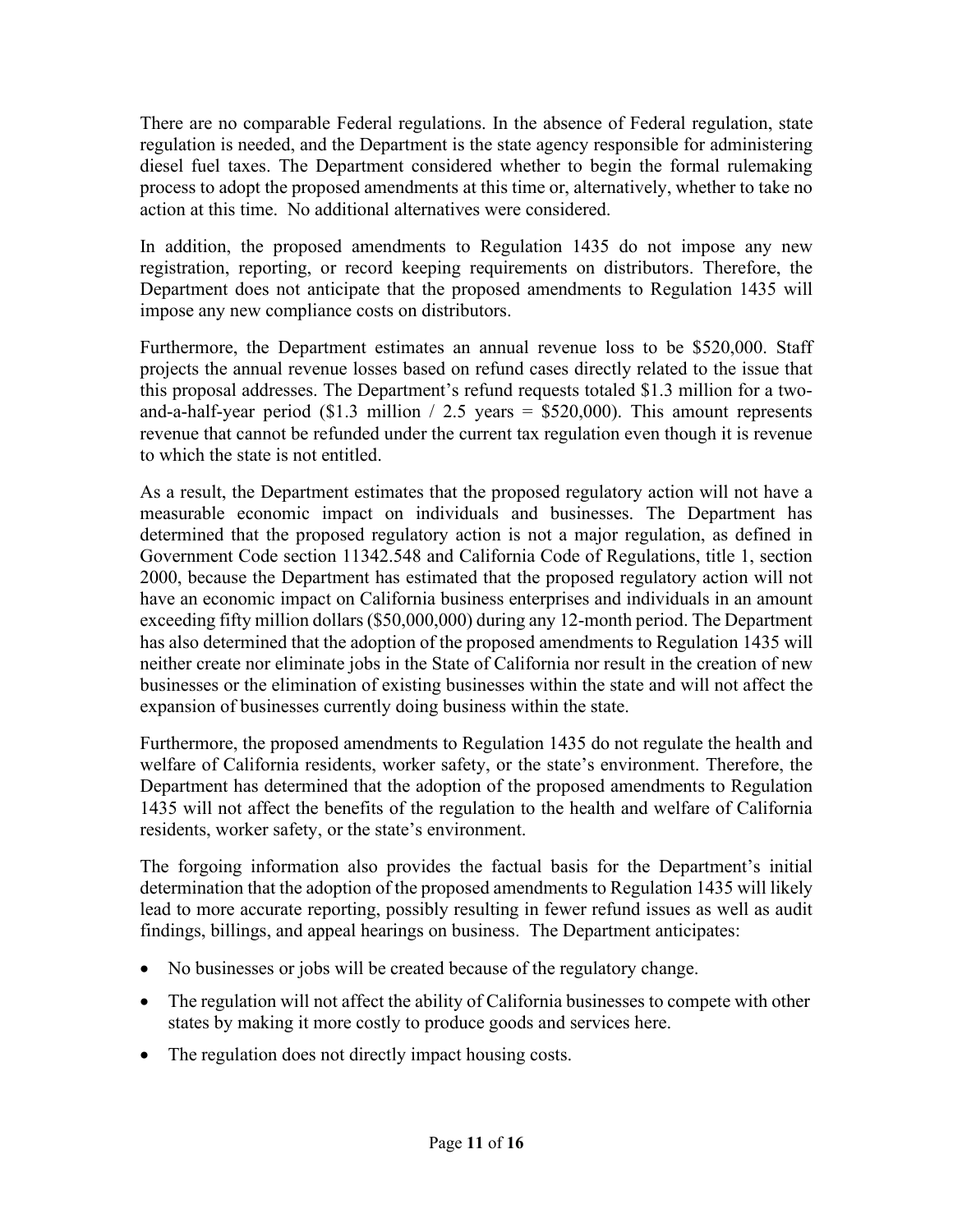There are no comparable Federal regulations. In the absence of Federal regulation, state regulation is needed, and the Department is the state agency responsible for administering diesel fuel taxes. The Department considered whether to begin the formal rulemaking process to adopt the proposed amendments at this time or, alternatively, whether to take no action at this time. No additional alternatives were considered.

In addition, the proposed amendments to Regulation 1435 do not impose any new registration, reporting, or record keeping requirements on distributors. Therefore, the Department does not anticipate that the proposed amendments to Regulation 1435 will impose any new compliance costs on distributors.

Furthermore, the Department estimates an annual revenue loss to be $520,000. Staff projects the annual revenue losses based on refund cases directly related to the issue that this proposal addresses. The Department's refund requests totaled $1.3 million for a two-and-a-half-year period ($1.3 million / 2.5 years = $520,000). This amount represents revenue that cannot be refunded under the current tax regulation even though it is revenue to which the state is not entitled.

As a result, the Department estimates that the proposed regulatory action will not have a measurable economic impact on individuals and businesses. The Department has determined that the proposed regulatory action is not a major regulation, as defined in Government Code section 11342.548 and California Code of Regulations, title 1, section 2000, because the Department has estimated that the proposed regulatory action will not have an economic impact on California business enterprises and individuals in an amount exceeding fifty million dollars ($50,000,000) during any 12-month period. The Department has also determined that the adoption of the proposed amendments to Regulation 1435 will neither create nor eliminate jobs in the State of California nor result in the creation of new businesses or the elimination of existing businesses within the state and will not affect the expansion of businesses currently doing business within the state.

Furthermore, the proposed amendments to Regulation 1435 do not regulate the health and welfare of California residents, worker safety, or the state's environment. Therefore, the Department has determined that the adoption of the proposed amendments to Regulation 1435 will not affect the benefits of the regulation to the health and welfare of California residents, worker safety, or the state's environment.

The forgoing information also provides the factual basis for the Department's initial determination that the adoption of the proposed amendments to Regulation 1435 will likely lead to more accurate reporting, possibly resulting in fewer refund issues as well as audit findings, billings, and appeal hearings on business. The Department anticipates:

- No businesses or jobs will be created because of the regulatory change.
- The regulation will not affect the ability of California businesses to compete with other states by making it more costly to produce goods and services here.
- The regulation does not directly impact housing costs.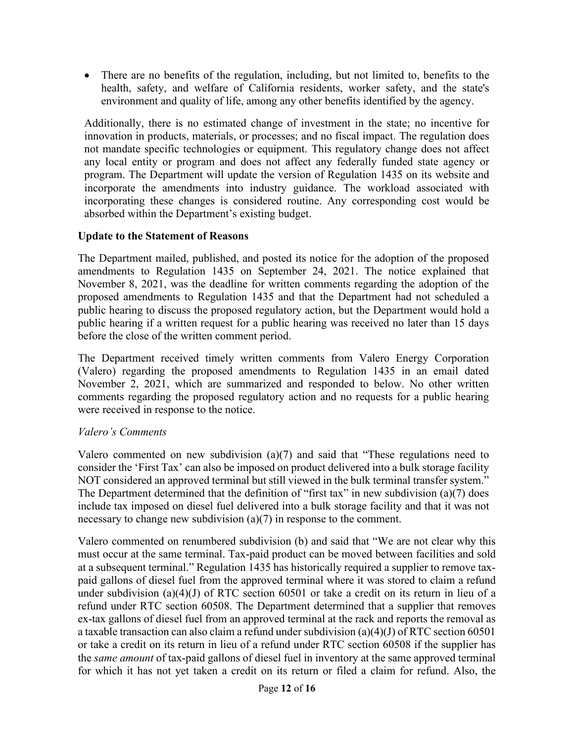- There are no benefits of the regulation, including, but not limited to, benefits to the health, safety, and welfare of California residents, worker safety, and the state's environment and quality of life, among any other benefits identified by the agency.

Additionally, there is no estimated change of investment in the state; no incentive for innovation in products, materials, or processes; and no fiscal impact. The regulation does not mandate specific technologies or equipment. This regulatory change does not affect any local entity or program and does not affect any federally funded state agency or program. The Department will update the version of Regulation 1435 on its website and incorporate the amendments into industry guidance. The workload associated with incorporating these changes is considered routine. Any corresponding cost would be absorbed within the Department's existing budget.

**Update to the Statement of Reasons**

The Department mailed, published, and posted its notice for the adoption of the proposed amendments to Regulation 1435 on September 24, 2021. The notice explained that November 8, 2021, was the deadline for written comments regarding the adoption of the proposed amendments to Regulation 1435 and that the Department had not scheduled a public hearing to discuss the proposed regulatory action, but the Department would hold a public hearing if a written request for a public hearing was received no later than 15 days before the close of the written comment period.

The Department received timely written comments from Valero Energy Corporation (Valero) regarding the proposed amendments to Regulation 1435 in an email dated November 2, 2021, which are summarized and responded to below. No other written comments regarding the proposed regulatory action and no requests for a public hearing were received in response to the notice.

*Valero's Comments*

Valero commented on new subdivision (a)(7) and said that "These regulations need to consider the 'First Tax' can also be imposed on product delivered into a bulk storage facility NOT considered an approved terminal but still viewed in the bulk terminal transfer system." The Department determined that the definition of "first tax" in new subdivision (a)(7) does include tax imposed on diesel fuel delivered into a bulk storage facility and that it was not necessary to change new subdivision (a)(7) in response to the comment.

Valero commented on renumbered subdivision (b) and said that "We are not clear why this must occur at the same terminal. Tax-paid product can be moved between facilities and sold at a subsequent terminal." Regulation 1435 has historically required a supplier to remove tax-paid gallons of diesel fuel from the approved terminal where it was stored to claim a refund under subdivision (a)(4)(J) of RTC section 60501 or take a credit on its return in lieu of a refund under RTC section 60508. The Department determined that a supplier that removes ex-tax gallons of diesel fuel from an approved terminal at the rack and reports the removal as a taxable transaction can also claim a refund under subdivision (a)(4)(J) of RTC section 60501 or take a credit on its return in lieu of a refund under RTC section 60508 if the supplier has the *same amount* of tax-paid gallons of diesel fuel in inventory at the same approved terminal for which it has not yet taken a credit on its return or filed a claim for refund. Also, the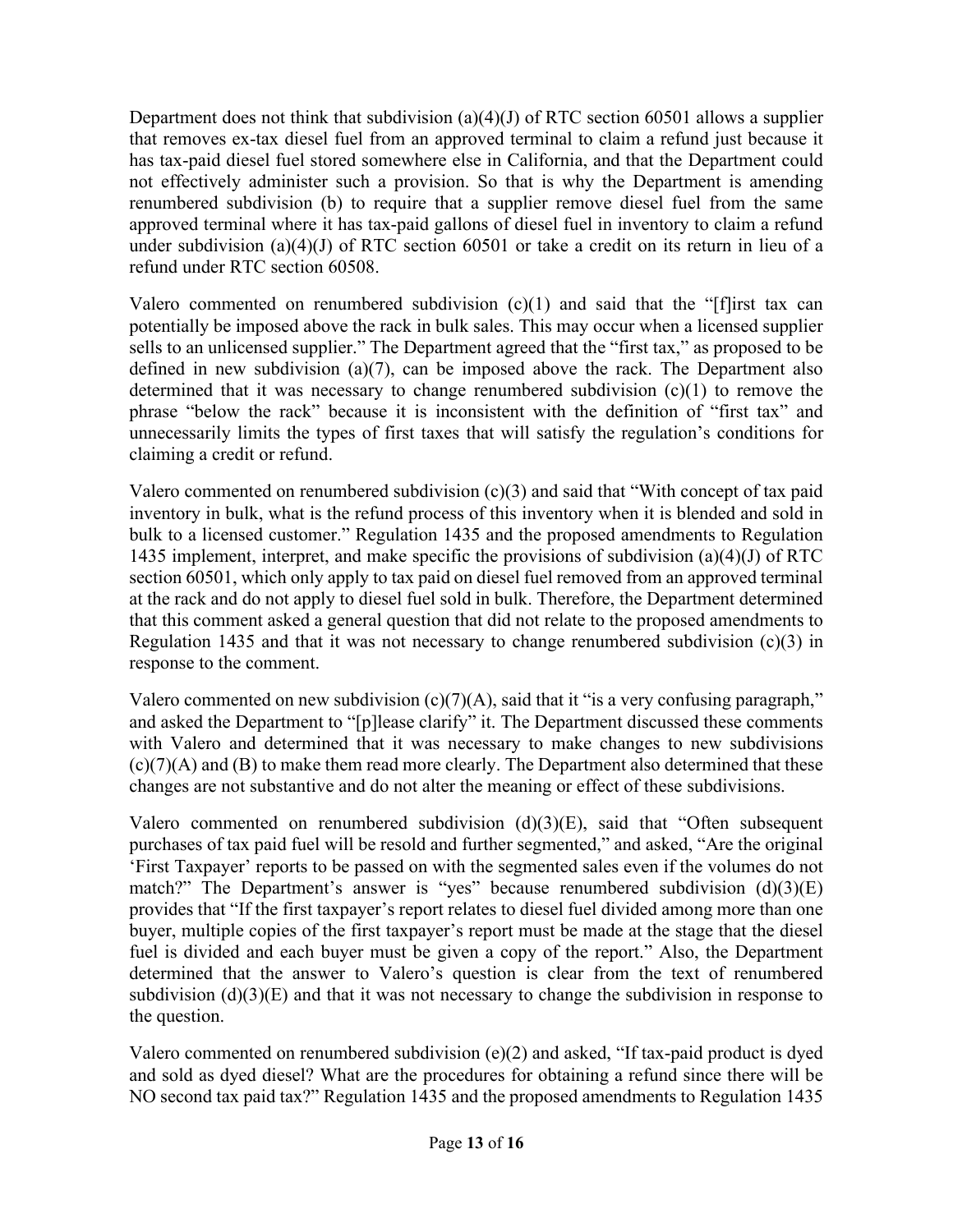Department does not think that subdivision (a)(4)(J) of RTC section 60501 allows a supplier that removes ex-tax diesel fuel from an approved terminal to claim a refund just because it has tax-paid diesel fuel stored somewhere else in California, and that the Department could not effectively administer such a provision. So that is why the Department is amending renumbered subdivision (b) to require that a supplier remove diesel fuel from the same approved terminal where it has tax-paid gallons of diesel fuel in inventory to claim a refund under subdivision (a)(4)(J) of RTC section 60501 or take a credit on its return in lieu of a refund under RTC section 60508.

Valero commented on renumbered subdivision (c)(1) and said that the "[f]irst tax can potentially be imposed above the rack in bulk sales. This may occur when a licensed supplier sells to an unlicensed supplier." The Department agreed that the "first tax," as proposed to be defined in new subdivision (a)(7), can be imposed above the rack. The Department also determined that it was necessary to change renumbered subdivision (c)(1) to remove the phrase "below the rack" because it is inconsistent with the definition of "first tax" and unnecessarily limits the types of first taxes that will satisfy the regulation's conditions for claiming a credit or refund.

Valero commented on renumbered subdivision (c)(3) and said that "With concept of tax paid inventory in bulk, what is the refund process of this inventory when it is blended and sold in bulk to a licensed customer." Regulation 1435 and the proposed amendments to Regulation 1435 implement, interpret, and make specific the provisions of subdivision (a)(4)(J) of RTC section 60501, which only apply to tax paid on diesel fuel removed from an approved terminal at the rack and do not apply to diesel fuel sold in bulk. Therefore, the Department determined that this comment asked a general question that did not relate to the proposed amendments to Regulation 1435 and that it was not necessary to change renumbered subdivision (c)(3) in response to the comment.

Valero commented on new subdivision (c)(7)(A), said that it "is a very confusing paragraph," and asked the Department to "[p]lease clarify" it. The Department discussed these comments with Valero and determined that it was necessary to make changes to new subdivisions (c)(7)(A) and (B) to make them read more clearly. The Department also determined that these changes are not substantive and do not alter the meaning or effect of these subdivisions.

Valero commented on renumbered subdivision (d)(3)(E), said that "Often subsequent purchases of tax paid fuel will be resold and further segmented," and asked, "Are the original 'First Taxpayer' reports to be passed on with the segmented sales even if the volumes do not match?" The Department's answer is "yes" because renumbered subdivision (d)(3)(E) provides that "If the first taxpayer's report relates to diesel fuel divided among more than one buyer, multiple copies of the first taxpayer's report must be made at the stage that the diesel fuel is divided and each buyer must be given a copy of the report." Also, the Department determined that the answer to Valero's question is clear from the text of renumbered subdivision (d)(3)(E) and that it was not necessary to change the subdivision in response to the question.

Valero commented on renumbered subdivision (e)(2) and asked, "If tax-paid product is dyed and sold as dyed diesel? What are the procedures for obtaining a refund since there will be NO second tax paid tax?" Regulation 1435 and the proposed amendments to Regulation 1435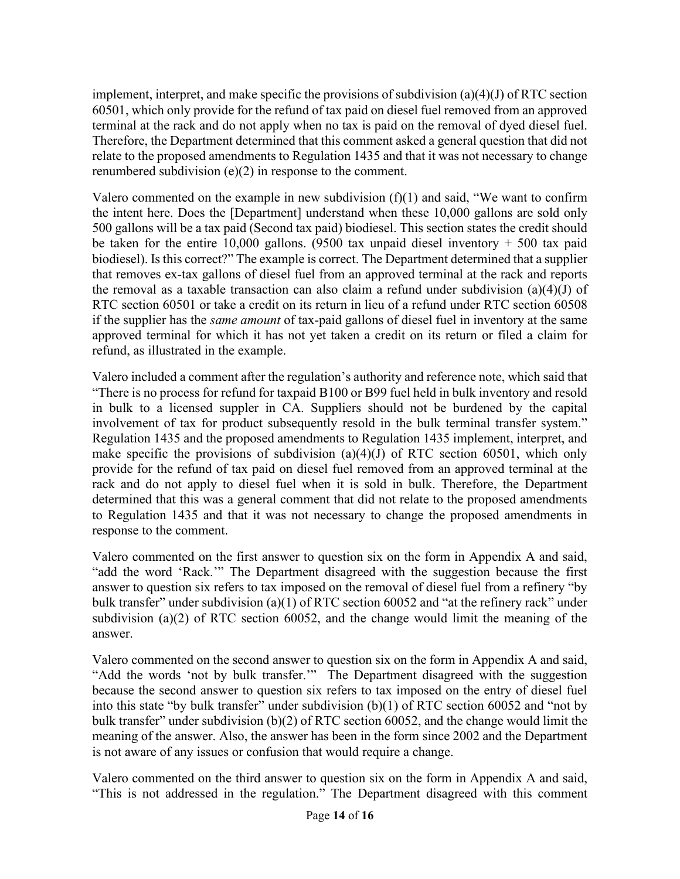implement, interpret, and make specific the provisions of subdivision (a)(4)(J) of RTC section 60501, which only provide for the refund of tax paid on diesel fuel removed from an approved terminal at the rack and do not apply when no tax is paid on the removal of dyed diesel fuel. Therefore, the Department determined that this comment asked a general question that did not relate to the proposed amendments to Regulation 1435 and that it was not necessary to change renumbered subdivision (e)(2) in response to the comment.

Valero commented on the example in new subdivision (f)(1) and said, "We want to confirm the intent here. Does the [Department] understand when these 10,000 gallons are sold only 500 gallons will be a tax paid (Second tax paid) biodiesel. This section states the credit should be taken for the entire 10,000 gallons. (9500 tax unpaid diesel inventory + 500 tax paid biodiesel). Is this correct?" The example is correct. The Department determined that a supplier that removes ex-tax gallons of diesel fuel from an approved terminal at the rack and reports the removal as a taxable transaction can also claim a refund under subdivision (a)(4)(J) of RTC section 60501 or take a credit on its return in lieu of a refund under RTC section 60508 if the supplier has the *same amount* of tax-paid gallons of diesel fuel in inventory at the same approved terminal for which it has not yet taken a credit on its return or filed a claim for refund, as illustrated in the example.

Valero included a comment after the regulation's authority and reference note, which said that "There is no process for refund for taxpaid B100 or B99 fuel held in bulk inventory and resold in bulk to a licensed suppler in CA. Suppliers should not be burdened by the capital involvement of tax for product subsequently resold in the bulk terminal transfer system." Regulation 1435 and the proposed amendments to Regulation 1435 implement, interpret, and make specific the provisions of subdivision (a)(4)(J) of RTC section 60501, which only provide for the refund of tax paid on diesel fuel removed from an approved terminal at the rack and do not apply to diesel fuel when it is sold in bulk. Therefore, the Department determined that this was a general comment that did not relate to the proposed amendments to Regulation 1435 and that it was not necessary to change the proposed amendments in response to the comment.

Valero commented on the first answer to question six on the form in Appendix A and said, "add the word 'Rack.'" The Department disagreed with the suggestion because the first answer to question six refers to tax imposed on the removal of diesel fuel from a refinery "by bulk transfer" under subdivision (a)(1) of RTC section 60052 and "at the refinery rack" under subdivision (a)(2) of RTC section 60052, and the change would limit the meaning of the answer.

Valero commented on the second answer to question six on the form in Appendix A and said, "Add the words 'not by bulk transfer.'" The Department disagreed with the suggestion because the second answer to question six refers to tax imposed on the entry of diesel fuel into this state "by bulk transfer" under subdivision (b)(1) of RTC section 60052 and "not by bulk transfer" under subdivision (b)(2) of RTC section 60052, and the change would limit the meaning of the answer. Also, the answer has been in the form since 2002 and the Department is not aware of any issues or confusion that would require a change.

Valero commented on the third answer to question six on the form in Appendix A and said, "This is not addressed in the regulation." The Department disagreed with this comment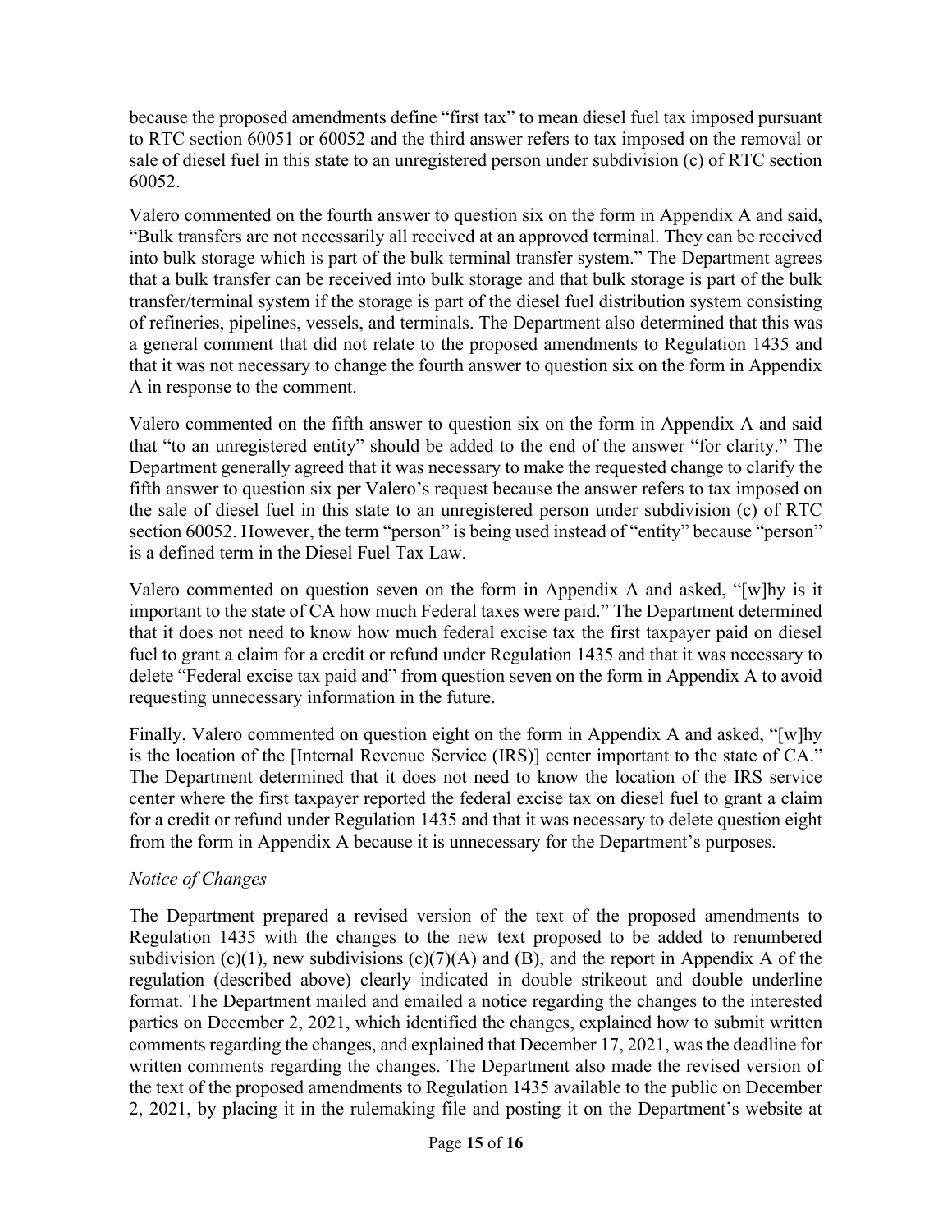because the proposed amendments define "first tax" to mean diesel fuel tax imposed pursuant to RTC section 60051 or 60052 and the third answer refers to tax imposed on the removal or sale of diesel fuel in this state to an unregistered person under subdivision (c) of RTC section 60052.

Valero commented on the fourth answer to question six on the form in Appendix A and said, "Bulk transfers are not necessarily all received at an approved terminal. They can be received into bulk storage which is part of the bulk terminal transfer system." The Department agrees that a bulk transfer can be received into bulk storage and that bulk storage is part of the bulk transfer/terminal system if the storage is part of the diesel fuel distribution system consisting of refineries, pipelines, vessels, and terminals. The Department also determined that this was a general comment that did not relate to the proposed amendments to Regulation 1435 and that it was not necessary to change the fourth answer to question six on the form in Appendix A in response to the comment.

Valero commented on the fifth answer to question six on the form in Appendix A and said that "to an unregistered entity" should be added to the end of the answer "for clarity." The Department generally agreed that it was necessary to make the requested change to clarify the fifth answer to question six per Valero's request because the answer refers to tax imposed on the sale of diesel fuel in this state to an unregistered person under subdivision (c) of RTC section 60052. However, the term "person" is being used instead of "entity" because "person" is a defined term in the Diesel Fuel Tax Law.

Valero commented on question seven on the form in Appendix A and asked, "[w]hy is it important to the state of CA how much Federal taxes were paid." The Department determined that it does not need to know how much federal excise tax the first taxpayer paid on diesel fuel to grant a claim for a credit or refund under Regulation 1435 and that it was necessary to delete "Federal excise tax paid and" from question seven on the form in Appendix A to avoid requesting unnecessary information in the future.

Finally, Valero commented on question eight on the form in Appendix A and asked, "[w]hy is the location of the [Internal Revenue Service (IRS)] center important to the state of CA." The Department determined that it does not need to know the location of the IRS service center where the first taxpayer reported the federal excise tax on diesel fuel to grant a claim for a credit or refund under Regulation 1435 and that it was necessary to delete question eight from the form in Appendix A because it is unnecessary for the Department's purposes.

*Notice of Changes*

The Department prepared a revised version of the text of the proposed amendments to Regulation 1435 with the changes to the new text proposed to be added to renumbered subdivision (c)(1), new subdivisions (c)(7)(A) and (B), and the report in Appendix A of the regulation (described above) clearly indicated in double strikeout and double underline format. The Department mailed and emailed a notice regarding the changes to the interested parties on December 2, 2021, which identified the changes, explained how to submit written comments regarding the changes, and explained that December 17, 2021, was the deadline for written comments regarding the changes. The Department also made the revised version of the text of the proposed amendments to Regulation 1435 available to the public on December 2, 2021, by placing it in the rulemaking file and posting it on the Department's website at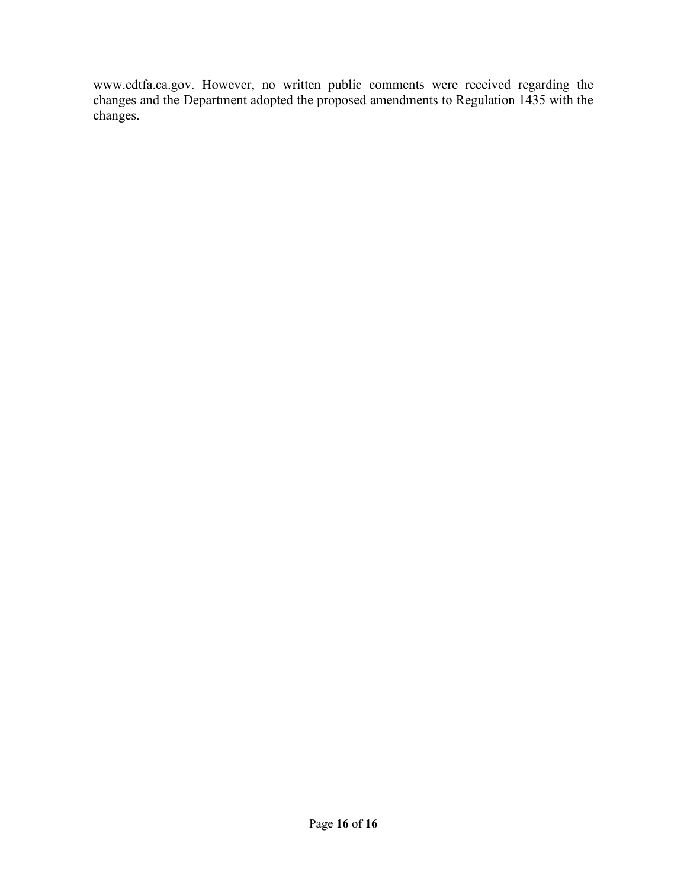www.cdtfa.ca.gov. However, no written public comments were received regarding the changes and the Department adopted the proposed amendments to Regulation 1435 with the changes.